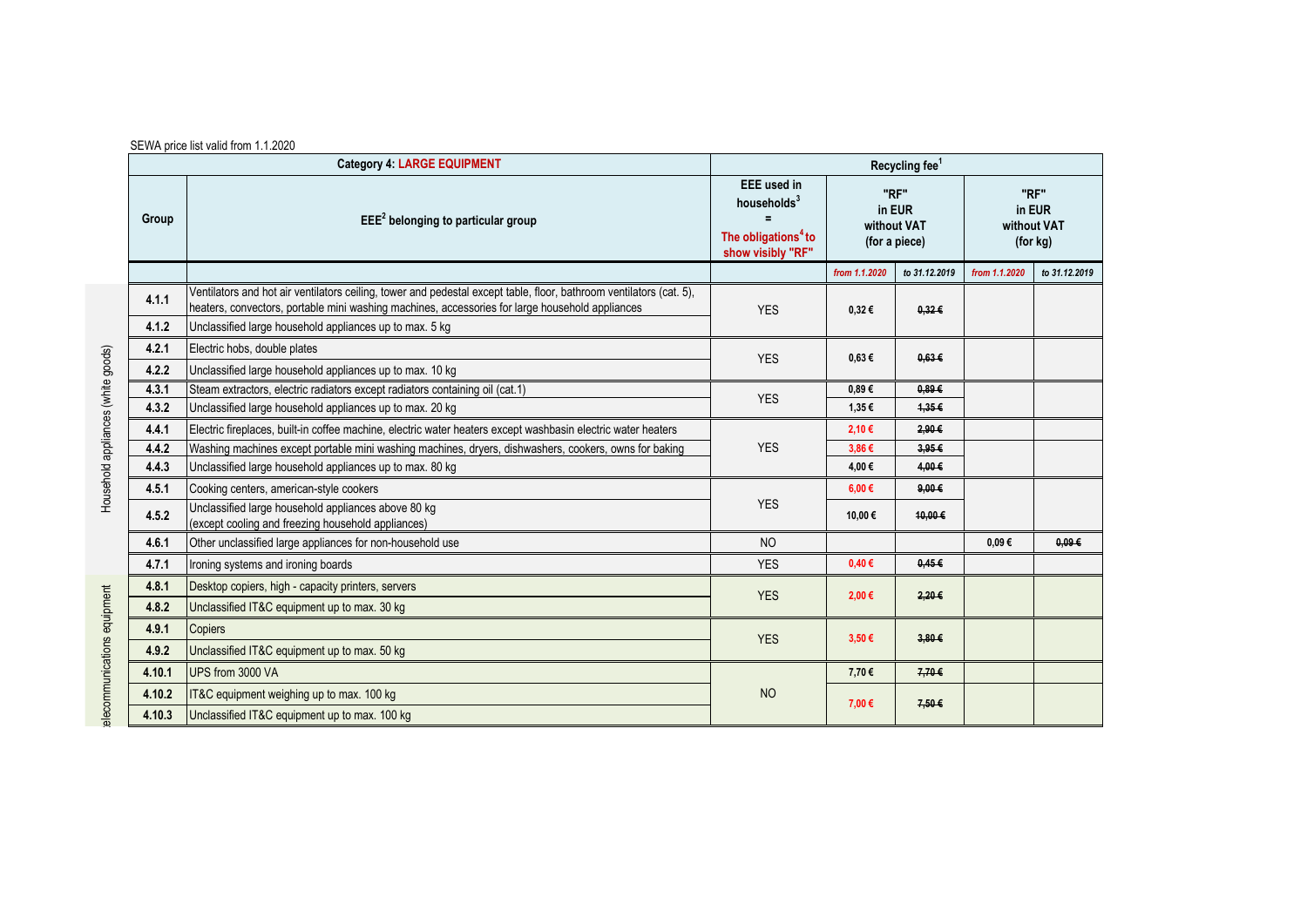SEWA price list valid from 1.1.2020

| Category 4: LARGE EQUIPMENT | | | Recycling fee[1] | | | | |
|---|---|---|---|---|---|---|---|
| | Group | EEE[2] belonging to particular group | EEE used in households[3] = The obligations[4] to show visibly "RF" | "RF" in EUR without VAT (for a piece) | | "RF" in EUR without VAT (for kg) | |
| | | | | from 1.1.2020 | to 31.12.2019 | from 1.1.2020 | to 31.12.2019 |
| Household appliances (white goods) | 4.1.1 | Ventilators and hot air ventilators ceiling, tower and pedestal except table, floor, bathroom ventilators (cat. 5), heaters, convectors, portable mini washing machines, accessories for large household appliances | YES | 0,32 € | ~~0,32 €~~ | | |
| | 4.1.2 | Unclassified large household appliances up to max. 5 kg | | | | | |
| | 4.2.1 | Electric hobs, double plates | YES | 0,63 € | ~~0,63 €~~ | | |
| | 4.2.2 | Unclassified large household appliances up to max. 10 kg | | | | | |
| | 4.3.1 | Steam extractors, electric radiators except radiators containing oil (cat.1) | YES | 0,89 € | ~~0,89 €~~ | | |
| | 4.3.2 | Unclassified large household appliances up to max. 20 kg | | 1,35 € | ~~1,35 €~~ | | |
| | 4.4.1 | Electric fireplaces, built-in coffee machine, electric water heaters except washbasin electric water heaters | YES | 2,10 € | ~~2,90 €~~ | | |
| | 4.4.2 | Washing machines except portable mini washing machines, dryers, dishwashers, cookers, owns for baking | | 3,86 € | ~~3,95 €~~ | | |
| | 4.4.3 | Unclassified large household appliances up to max. 80 kg | | 4,00 € | ~~4,00 €~~ | | |
| | 4.5.1 | Cooking centers, american-style cookers | YES | 6,00 € | ~~9,00 €~~ | | |
| | 4.5.2 | Unclassified large household appliances above 80 kg (except cooling and freezing household appliances) | | 10,00 € | ~~10,00 €~~ | | |
| | 4.6.1 | Other unclassified large appliances for non-household use | NO | | | 0,09 € | ~~0,09 €~~ |
| | 4.7.1 | Ironing systems and ironing boards | YES | 0,40 € | ~~0,45 €~~ | | |
| elecommunications equipment | 4.8.1 | Desktop copiers, high - capacity printers, servers | YES | 2,00 € | ~~2,20 €~~ | | |
| | 4.8.2 | Unclassified IT&C equipment up to max. 30 kg | | | | | |
| | 4.9.1 | Copiers | YES | 3,50 € | ~~3,80 €~~ | | |
| | 4.9.2 | Unclassified IT&C equipment up to max. 50 kg | | | | | |
| | 4.10.1 | UPS from 3000 VA | NO | 7,70 € | ~~7,70 €~~ | | |
| | 4.10.2 | IT&C equipment weighing up to max. 100 kg | | 7,00 € | ~~7,50 €~~ | | |
| | 4.10.3 | Unclassified IT&C equipment up to max. 100 kg | | | | | |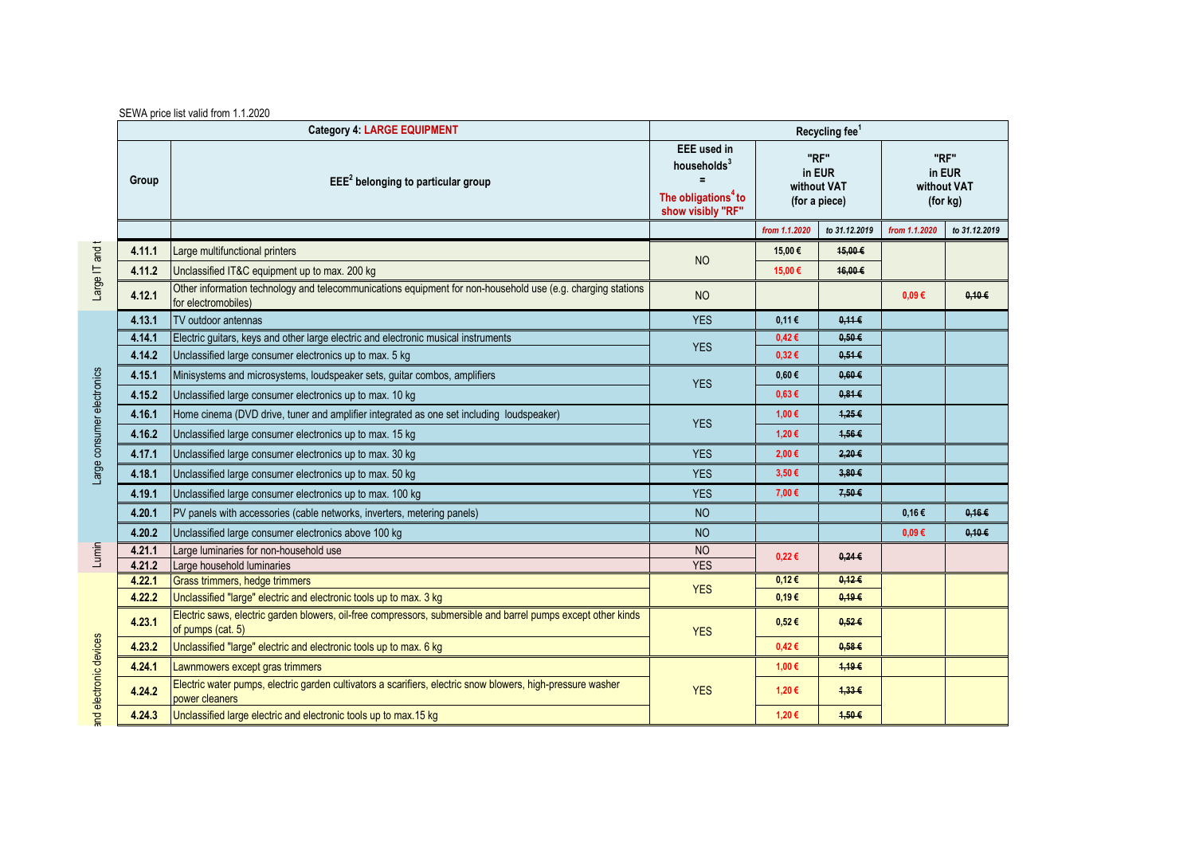SEWA price list valid from 1.1.2020

| | Category 4: LARGE EQUIPMENT | | Recycling fee[1] | | | | |
|---|---|---|---|---|---|---|---|
| | Group | EEE[2] belonging to particular group | EEE used in households[3] = The obligations[4] to show visibly "RF" | "RF" in EUR without VAT (for a piece) | | "RF" in EUR without VAT (for kg) | |
| | | | | *from 1.1.2020* | *to 31.12.2019* | *from 1.1.2020* | *to 31.12.2019* |
| Large IT and t | 4.11.1 | Large multifunctional printers | NO | 15,00 € | ~~15,00 €~~ | | |
| | 4.11.2 | Unclassified IT&C equipment up to max. 200 kg | | 15,00 € | ~~16,00 €~~ | | |
| | 4.12.1 | Other information technology and telecommunications equipment for non-household use (e.g. charging stations for electromobiles) | NO | | | 0,09 € | ~~0,10 €~~ |
| Large consumer electronics | 4.13.1 | TV outdoor antennas | YES | 0,11 € | ~~0,11 €~~ | | |
| | 4.14.1 | Electric guitars, keys and other large electric and electronic musical instruments | YES | 0,42 € | ~~0,50 €~~ | | |
| | 4.14.2 | Unclassified large consumer electronics up to max. 5 kg | | 0,32 € | ~~0,51 €~~ | | |
| | 4.15.1 | Minisystems and microsystems, loudspeaker sets, guitar combos, amplifiers | YES | 0,60 € | ~~0,60 €~~ | | |
| | 4.15.2 | Unclassified large consumer electronics up to max. 10 kg | | 0,63 € | ~~0,81 €~~ | | |
| | 4.16.1 | Home cinema (DVD drive, tuner and amplifier integrated as one set including loudspeaker) | YES | 1,00 € | ~~1,25 €~~ | | |
| | 4.16.2 | Unclassified large consumer electronics up to max. 15 kg | | 1,20 € | ~~1,56 €~~ | | |
| | 4.17.1 | Unclassified large consumer electronics up to max. 30 kg | YES | 2,00 € | ~~2,20 €~~ | | |
| | 4.18.1 | Unclassified large consumer electronics up to max. 50 kg | YES | 3,50 € | ~~3,80 €~~ | | |
| | 4.19.1 | Unclassified large consumer electronics up to max. 100 kg | YES | 7,00 € | ~~7,50 €~~ | | |
| | 4.20.1 | PV panels with accessories (cable networks, inverters, metering panels) | NO | | | 0,16 € | ~~0,16 €~~ |
| | 4.20.2 | Unclassified large consumer electronics above 100 kg | NO | | | 0,09 € | ~~0,10 €~~ |
| Lumin | 4.21.1 | Large luminaries for non-household use | NO | 0,22 € | ~~0,24 €~~ | | |
| | 4.21.2 | Large household luminaries | YES | | | | |
| and electronic devices | 4.22.1 | Grass trimmers, hedge trimmers | YES | 0,12 € | ~~0,12 €~~ | | |
| | 4.22.2 | Unclassified "large" electric and electronic tools up to max. 3 kg | | 0,19 € | ~~0,19 €~~ | | |
| | 4.23.1 | Electric saws, electric garden blowers, oil-free compressors, submersible and barrel pumps except other kinds of pumps (cat. 5) | YES | 0,52 € | ~~0,52 €~~ | | |
| | 4.23.2 | Unclassified "large" electric and electronic tools up to max. 6 kg | | 0,42 € | ~~0,58 €~~ | | |
| | 4.24.1 | Lawnmowers except gras trimmers | YES | 1,00 € | ~~1,19 €~~ | | |
| | 4.24.2 | Electric water pumps, electric garden cultivators a scarifiers, electric snow blowers, high-pressure washer power cleaners | | 1,20 € | ~~1,33 €~~ | | |
| | 4.24.3 | Unclassified large electric and electronic tools up to max.15 kg | | 1,20 € | ~~1,50 €~~ | | |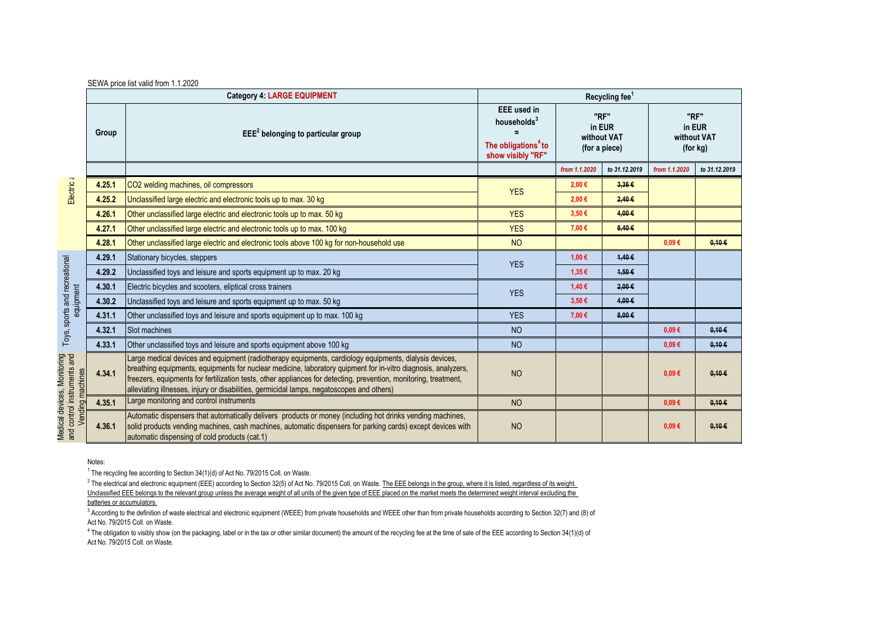SEWA price list valid from 1.1.2020

| | Category 4: LARGE EQUIPMENT | | Recycling fee[1] | | | | |
|---|---|---|---|---|---|---|---|
| | Group | EEE[2] belonging to particular group | EEE used in households[3] = The obligations[4] to show visibly "RF" | "RF" in EUR without VAT (for a piece) | | "RF" in EUR without VAT (for kg) | |
| | | | | from 1.1.2020 | to 31.12.2019 | from 1.1.2020 | to 31.12.2019 |
| Electric a | 4.25.1 | CO2 welding machines, oil compressors | YES | 2,00 € | ~~3,36 €~~ | | |
| | 4.25.2 | Unclassified large electric and electronic tools up to max. 30 kg | | 2,00 € | ~~2,40 €~~ | | |
| | 4.26.1 | Other unclassified large electric and electronic tools up to max. 50 kg | YES | 3,50 € | ~~4,00 €~~ | | |
| | 4.27.1 | Other unclassified large electric and electronic tools up to max. 100 kg | YES | 7,00 € | ~~8,40 €~~ | | |
| | 4.28.1 | Other unclassified large electric and electronic tools above 100 kg for non-household use | NO | | | 0,09 € | ~~0,10 €~~ |
| Toys, sports and recreational equipment | 4.29.1 | Stationary bicycles, steppers | YES | 1,00 € | ~~1,40 €~~ | | |
| | 4.29.2 | Unclassified toys and leisure and sports equipment up to max. 20 kg | | 1,35 € | ~~1,50 €~~ | | |
| | 4.30.1 | Electric bicycles and scooters, eliptical cross trainers | YES | 1,40 € | ~~2,00 €~~ | | |
| | 4.30.2 | Unclassified toys and leisure and sports equipment up to max. 50 kg | | 3,50 € | ~~4,00 €~~ | | |
| | 4.31.1 | Other unclassified toys and leisure and sports equipment up to max. 100 kg | YES | 7,00 € | ~~8,00 €~~ | | |
| | 4.32.1 | Slot machines | NO | | | 0,09 € | ~~0,10 €~~ |
| | 4.33.1 | Other unclassified toys and leisure and sports equipment above 100 kg | NO | | | 0,09 € | ~~0,10 €~~ |
| Medical devices, Monitoring and control instruments and Vending machines | 4.34.1 | Large medical devices and equipment (radiotherapy equipments, cardiology equipments, dialysis devices, breathing equipments, equipments for nuclear medicine, laboratory quipment for in-vitro diagnosis, analyzers, freezers, equipments for fertilization tests, other appliances for detecting, prevention, monitoring, treatment, alleviating illnesses, injury or disabilities, germicidal lamps, negatoscopes and others) | NO | | | 0,09 € | ~~0,10 €~~ |
| | 4.35.1 | Large monitoring and control instruments | NO | | | 0,09 € | ~~0,10 €~~ |
| | 4.36.1 | Automatic dispensers that automatically delivers products or money (including hot drinks vending machines, solid products vending machines, cash machines, automatic dispensers for parking cards) except devices with automatic dispensing of cold products (cat.1) | NO | | | 0,09 € | ~~0,10 €~~ |

Notes:

[1] The recycling fee according to Section 34(1)(d) of Act No. 79/2015 Coll. on Waste.

[2] The electrical and electronic equipment (EEE) according to Section 32(5) of Act No. 79/2015 Coll. on Waste. The EEE belongs in the group, where it is listed, regardless of its weight. Unclassified EEE belongs to the relevant group unless the average weight of all units of the given type of EEE placed on the market meets the determined weight interval excluding the batteries or accumulators.

[3] According to the definition of waste electrical and electronic equipment (WEEE) from private households and WEEE other than from private households according to Section 32(7) and (8) of Act No. 79/2015 Coll. on Waste.

[4] The obligation to visibly show (on the packaging, label or in the tax or other similar document) the amount of the recycling fee at the time of sale of the EEE according to Section 34(1)(d) of Act No. 79/2015 Coll. on Waste.